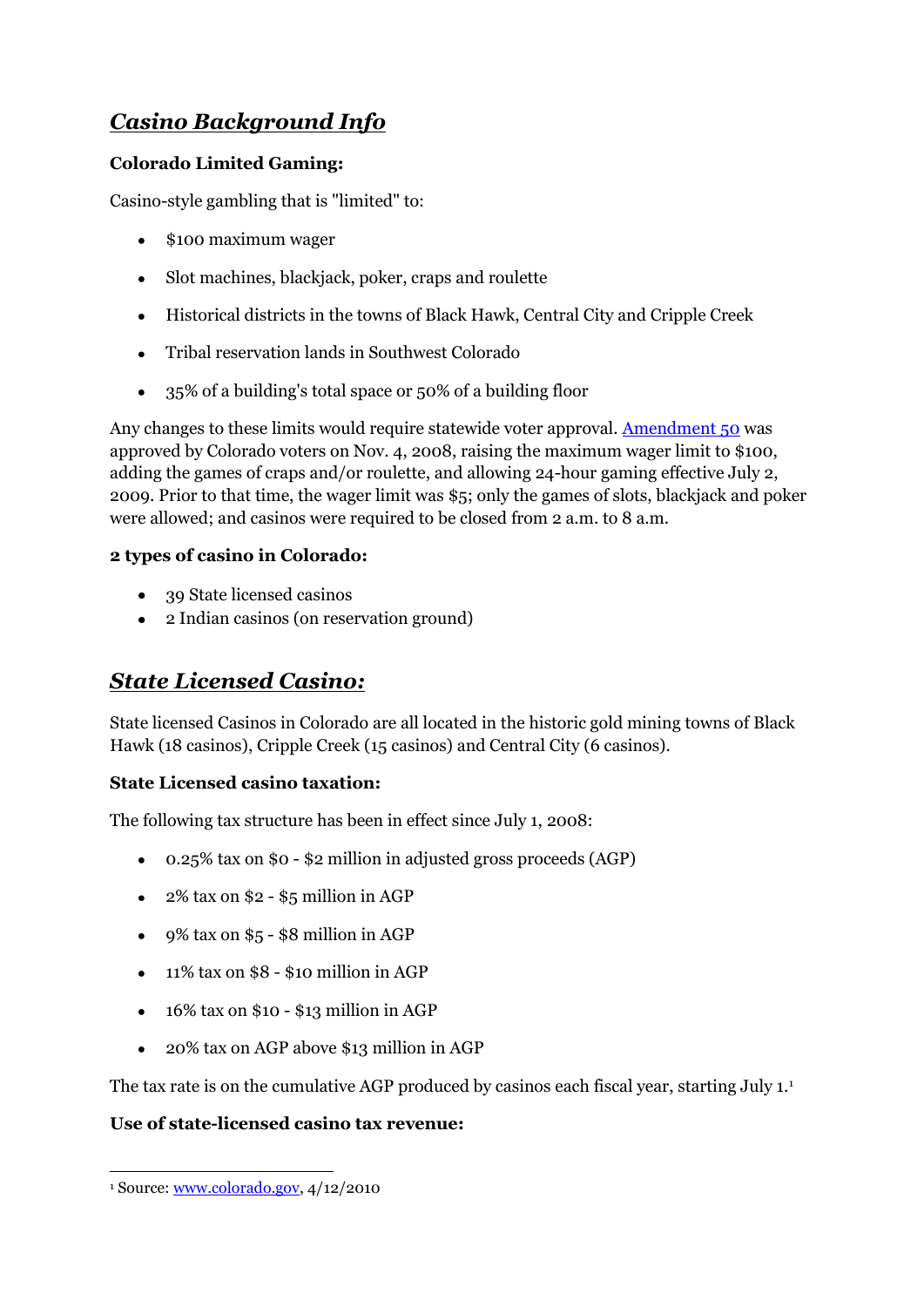## ***Casino Background Info***

**Colorado Limited Gaming:**

Casino-style gambling that is "limited" to:

- $100 maximum wager
- Slot machines, blackjack, poker, craps and roulette
- Historical districts in the towns of Black Hawk, Central City and Cripple Creek
- Tribal reservation lands in Southwest Colorado
- 35% of a building's total space or 50% of a building floor

Any changes to these limits would require statewide voter approval. Amendment 50 was approved by Colorado voters on Nov. 4, 2008, raising the maximum wager limit to $100, adding the games of craps and/or roulette, and allowing 24-hour gaming effective July 2, 2009. Prior to that time, the wager limit was $5; only the games of slots, blackjack and poker were allowed; and casinos were required to be closed from 2 a.m. to 8 a.m.

**2 types of casino in Colorado:**

- 39 State licensed casinos
- 2 Indian casinos (on reservation ground)

## ***State Licensed Casino:***

State licensed Casinos in Colorado are all located in the historic gold mining towns of Black Hawk (18 casinos), Cripple Creek (15 casinos) and Central City (6 casinos).

**State Licensed casino taxation:**

The following tax structure has been in effect since July 1, 2008:

- 0.25% tax on $0 - $2 million in adjusted gross proceeds (AGP)
- 2% tax on $2 - $5 million in AGP
- 9% tax on $5 - $8 million in AGP
- 11% tax on $8 - $10 million in AGP
- 16% tax on $10 - $13 million in AGP
- 20% tax on AGP above $13 million in AGP

The tax rate is on the cumulative AGP produced by casinos each fiscal year, starting July 1.[1]

**Use of state-licensed casino tax revenue:**

[1] Source: www.colorado.gov, 4/12/2010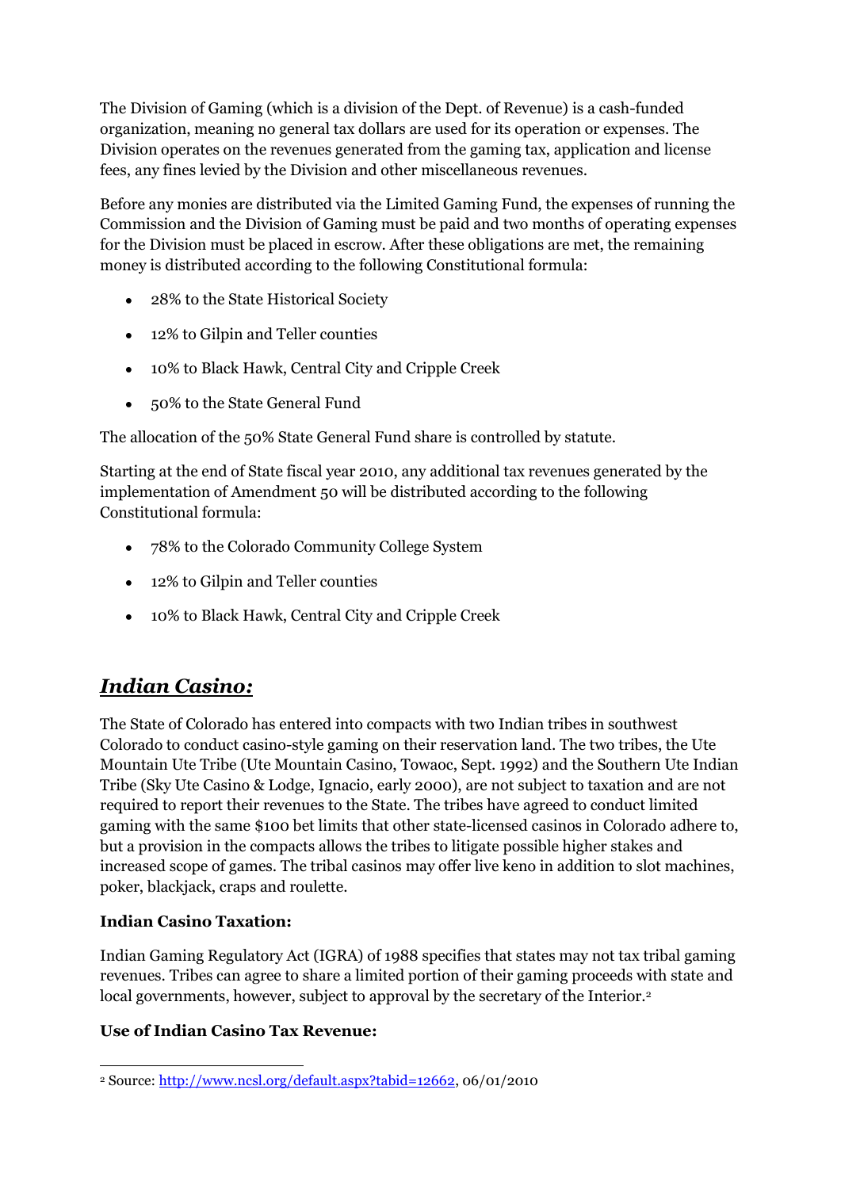The Division of Gaming (which is a division of the Dept. of Revenue) is a cash-funded organization, meaning no general tax dollars are used for its operation or expenses. The Division operates on the revenues generated from the gaming tax, application and license fees, any fines levied by the Division and other miscellaneous revenues.

Before any monies are distributed via the Limited Gaming Fund, the expenses of running the Commission and the Division of Gaming must be paid and two months of operating expenses for the Division must be placed in escrow. After these obligations are met, the remaining money is distributed according to the following Constitutional formula:

- 28% to the State Historical Society
- 12% to Gilpin and Teller counties
- 10% to Black Hawk, Central City and Cripple Creek
- 50% to the State General Fund

The allocation of the 50% State General Fund share is controlled by statute.

Starting at the end of State fiscal year 2010, any additional tax revenues generated by the implementation of Amendment 50 will be distributed according to the following Constitutional formula:

- 78% to the Colorado Community College System
- 12% to Gilpin and Teller counties
- 10% to Black Hawk, Central City and Cripple Creek

## *Indian Casino:*

The State of Colorado has entered into compacts with two Indian tribes in southwest Colorado to conduct casino-style gaming on their reservation land. The two tribes, the Ute Mountain Ute Tribe (Ute Mountain Casino, Towaoc, Sept. 1992) and the Southern Ute Indian Tribe (Sky Ute Casino & Lodge, Ignacio, early 2000), are not subject to taxation and are not required to report their revenues to the State. The tribes have agreed to conduct limited gaming with the same $100 bet limits that other state-licensed casinos in Colorado adhere to, but a provision in the compacts allows the tribes to litigate possible higher stakes and increased scope of games. The tribal casinos may offer live keno in addition to slot machines, poker, blackjack, craps and roulette.

### Indian Casino Taxation:

Indian Gaming Regulatory Act (IGRA) of 1988 specifies that states may not tax tribal gaming revenues. Tribes can agree to share a limited portion of their gaming proceeds with state and local governments, however, subject to approval by the secretary of the Interior.[2]

### Use of Indian Casino Tax Revenue:

[2] Source: http://www.ncsl.org/default.aspx?tabid=12662, 06/01/2010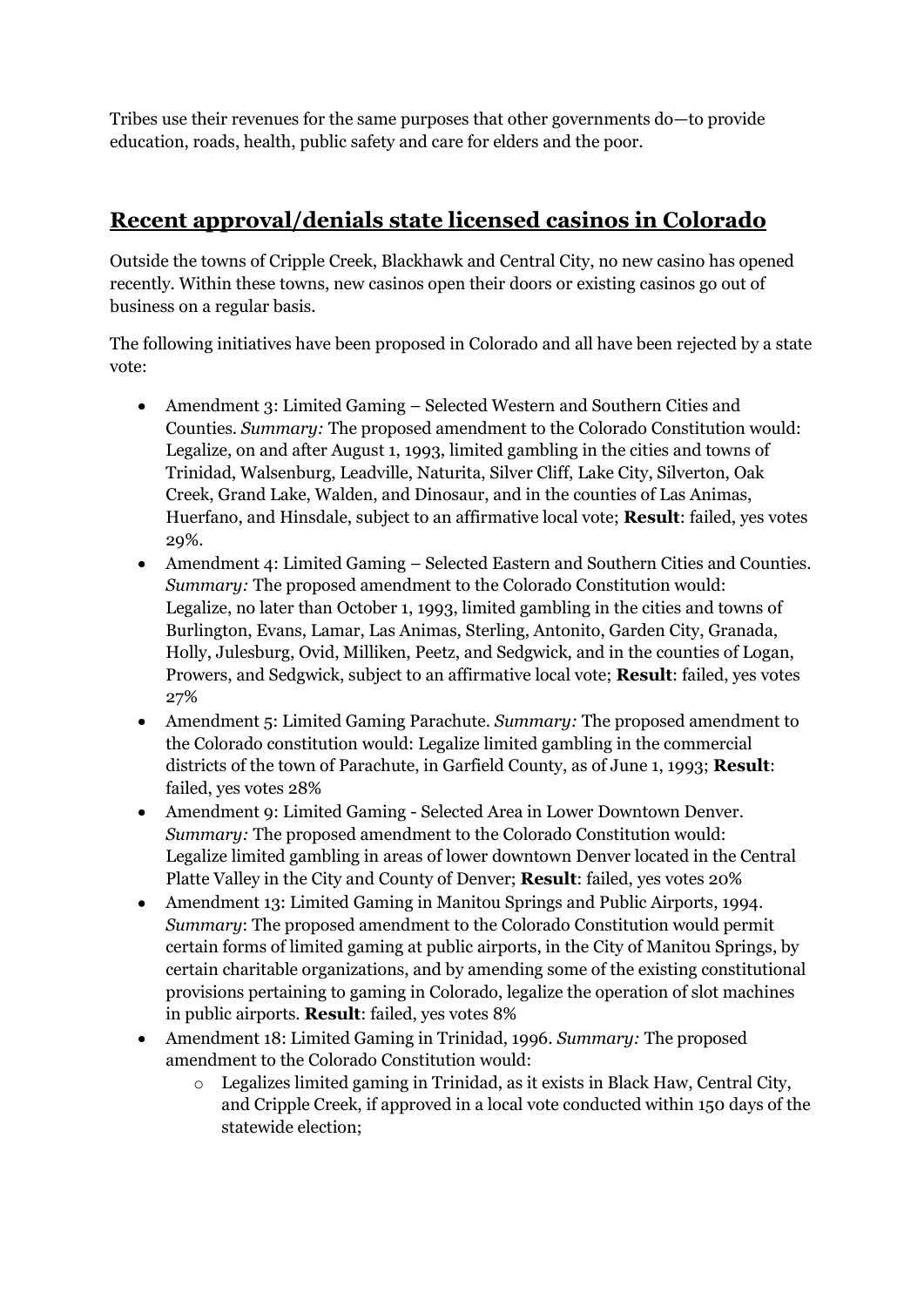Tribes use their revenues for the same purposes that other governments do—to provide education, roads, health, public safety and care for elders and the poor.

## Recent approval/denials state licensed casinos in Colorado

Outside the towns of Cripple Creek, Blackhawk and Central City, no new casino has opened recently. Within these towns, new casinos open their doors or existing casinos go out of business on a regular basis.

The following initiatives have been proposed in Colorado and all have been rejected by a state vote:

- Amendment 3: Limited Gaming – Selected Western and Southern Cities and Counties. *Summary:* The proposed amendment to the Colorado Constitution would: Legalize, on and after August 1, 1993, limited gambling in the cities and towns of Trinidad, Walsenburg, Leadville, Naturita, Silver Cliff, Lake City, Silverton, Oak Creek, Grand Lake, Walden, and Dinosaur, and in the counties of Las Animas, Huerfano, and Hinsdale, subject to an affirmative local vote; **Result**: failed, yes votes 29%.
- Amendment 4: Limited Gaming – Selected Eastern and Southern Cities and Counties. *Summary:* The proposed amendment to the Colorado Constitution would: Legalize, no later than October 1, 1993, limited gambling in the cities and towns of Burlington, Evans, Lamar, Las Animas, Sterling, Antonito, Garden City, Granada, Holly, Julesburg, Ovid, Milliken, Peetz, and Sedgwick, and in the counties of Logan, Prowers, and Sedgwick, subject to an affirmative local vote; **Result**: failed, yes votes 27%
- Amendment 5: Limited Gaming Parachute. *Summary:* The proposed amendment to the Colorado constitution would: Legalize limited gambling in the commercial districts of the town of Parachute, in Garfield County, as of June 1, 1993; **Result**: failed, yes votes 28%
- Amendment 9: Limited Gaming - Selected Area in Lower Downtown Denver. *Summary:* The proposed amendment to the Colorado Constitution would: Legalize limited gambling in areas of lower downtown Denver located in the Central Platte Valley in the City and County of Denver; **Result**: failed, yes votes 20%
- Amendment 13: Limited Gaming in Manitou Springs and Public Airports, 1994. *Summary*: The proposed amendment to the Colorado Constitution would permit certain forms of limited gaming at public airports, in the City of Manitou Springs, by certain charitable organizations, and by amending some of the existing constitutional provisions pertaining to gaming in Colorado, legalize the operation of slot machines in public airports. **Result**: failed, yes votes 8%
- Amendment 18: Limited Gaming in Trinidad, 1996. *Summary:* The proposed amendment to the Colorado Constitution would:
  - Legalizes limited gaming in Trinidad, as it exists in Black Haw, Central City, and Cripple Creek, if approved in a local vote conducted within 150 days of the statewide election;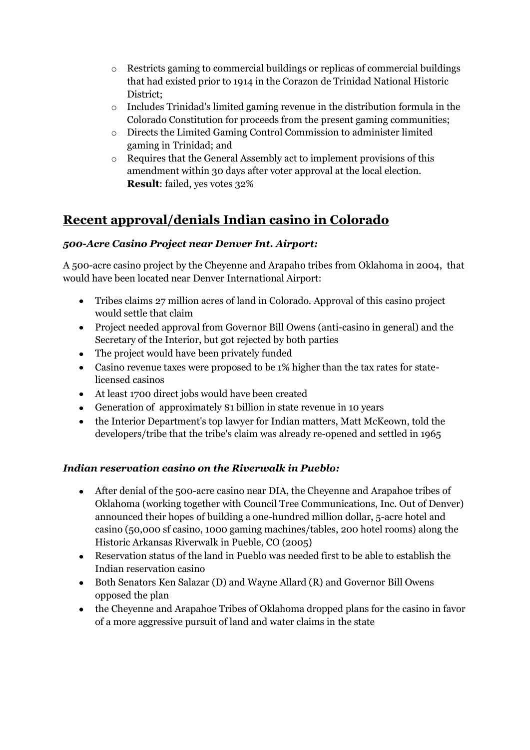- Restricts gaming to commercial buildings or replicas of commercial buildings that had existed prior to 1914 in the Corazon de Trinidad National Historic District;
- Includes Trinidad's limited gaming revenue in the distribution formula in the Colorado Constitution for proceeds from the present gaming communities;
- Directs the Limited Gaming Control Commission to administer limited gaming in Trinidad; and
- Requires that the General Assembly act to implement provisions of this amendment within 30 days after voter approval at the local election.
  **Result**: failed, yes votes 32%

## Recent approval/denials Indian casino in Colorado

### *500-Acre Casino Project near Denver Int. Airport:*

A 500-acre casino project by the Cheyenne and Arapaho tribes from Oklahoma in 2004, that would have been located near Denver International Airport:

- Tribes claims 27 million acres of land in Colorado. Approval of this casino project would settle that claim
- Project needed approval from Governor Bill Owens (anti-casino in general) and the Secretary of the Interior, but got rejected by both parties
- The project would have been privately funded
- Casino revenue taxes were proposed to be 1% higher than the tax rates for state-licensed casinos
- At least 1700 direct jobs would have been created
- Generation of approximately $1 billion in state revenue in 10 years
- the Interior Department's top lawyer for Indian matters, Matt McKeown, told the developers/tribe that the tribe's claim was already re-opened and settled in 1965

### *Indian reservation casino on the Riverwalk in Pueblo:*

- After denial of the 500-acre casino near DIA, the Cheyenne and Arapahoe tribes of Oklahoma (working together with Council Tree Communications, Inc. Out of Denver) announced their hopes of building a one-hundred million dollar, 5-acre hotel and casino (50,000 sf casino, 1000 gaming machines/tables, 200 hotel rooms) along the Historic Arkansas Riverwalk in Pueble, CO (2005)
- Reservation status of the land in Pueblo was needed first to be able to establish the Indian reservation casino
- Both Senators Ken Salazar (D) and Wayne Allard (R) and Governor Bill Owens opposed the plan
- the Cheyenne and Arapahoe Tribes of Oklahoma dropped plans for the casino in favor of a more aggressive pursuit of land and water claims in the state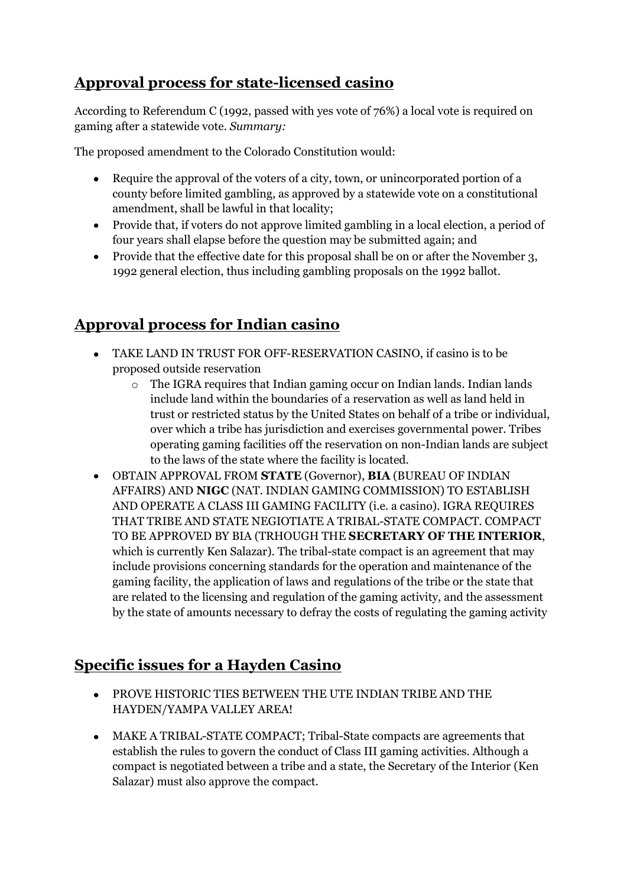## Approval process for state-licensed casino

According to Referendum C (1992, passed with yes vote of 76%) a local vote is required on gaming after a statewide vote. *Summary:*

The proposed amendment to the Colorado Constitution would:

- Require the approval of the voters of a city, town, or unincorporated portion of a county before limited gambling, as approved by a statewide vote on a constitutional amendment, shall be lawful in that locality;
- Provide that, if voters do not approve limited gambling in a local election, a period of four years shall elapse before the question may be submitted again; and
- Provide that the effective date for this proposal shall be on or after the November 3, 1992 general election, thus including gambling proposals on the 1992 ballot.

## Approval process for Indian casino

- TAKE LAND IN TRUST FOR OFF-RESERVATION CASINO, if casino is to be proposed outside reservation
  - The IGRA requires that Indian gaming occur on Indian lands. Indian lands include land within the boundaries of a reservation as well as land held in trust or restricted status by the United States on behalf of a tribe or individual, over which a tribe has jurisdiction and exercises governmental power. Tribes operating gaming facilities off the reservation on non-Indian lands are subject to the laws of the state where the facility is located.
- OBTAIN APPROVAL FROM **STATE** (Governor), **BIA** (BUREAU OF INDIAN AFFAIRS) AND **NIGC** (NAT. INDIAN GAMING COMMISSION) TO ESTABLISH AND OPERATE A CLASS III GAMING FACILITY (i.e. a casino). IGRA REQUIRES THAT TRIBE AND STATE NEGIOTIATE A TRIBAL-STATE COMPACT. COMPACT TO BE APPROVED BY BIA (TRHOUGH THE **SECRETARY OF THE INTERIOR**, which is currently Ken Salazar). The tribal-state compact is an agreement that may include provisions concerning standards for the operation and maintenance of the gaming facility, the application of laws and regulations of the tribe or the state that are related to the licensing and regulation of the gaming activity, and the assessment by the state of amounts necessary to defray the costs of regulating the gaming activity

## Specific issues for a Hayden Casino

- PROVE HISTORIC TIES BETWEEN THE UTE INDIAN TRIBE AND THE HAYDEN/YAMPA VALLEY AREA!
- MAKE A TRIBAL-STATE COMPACT; Tribal-State compacts are agreements that establish the rules to govern the conduct of Class III gaming activities. Although a compact is negotiated between a tribe and a state, the Secretary of the Interior (Ken Salazar) must also approve the compact.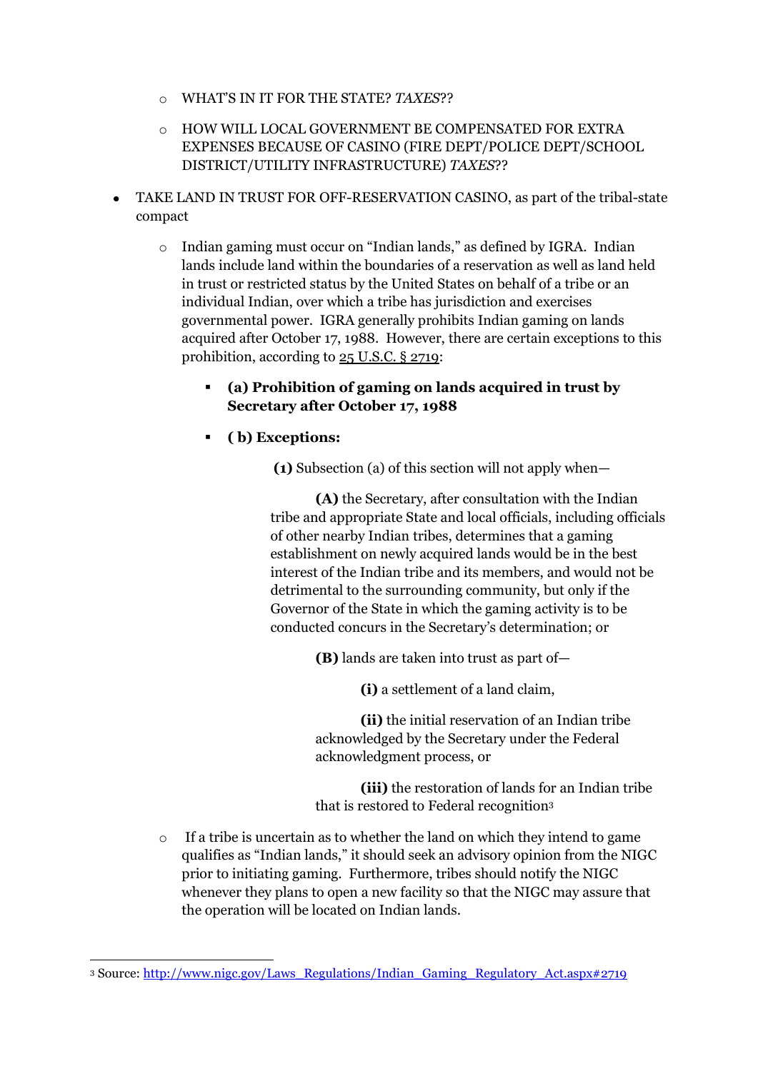- WHAT'S IN IT FOR THE STATE? *TAXES*??
  - HOW WILL LOCAL GOVERNMENT BE COMPENSATED FOR EXTRA EXPENSES BECAUSE OF CASINO (FIRE DEPT/POLICE DEPT/SCHOOL DISTRICT/UTILITY INFRASTRUCTURE) *TAXES*??

- TAKE LAND IN TRUST FOR OFF-RESERVATION CASINO, as part of the tribal-state compact
  - Indian gaming must occur on "Indian lands," as defined by IGRA. Indian lands include land within the boundaries of a reservation as well as land held in trust or restricted status by the United States on behalf of a tribe or an individual Indian, over which a tribe has jurisdiction and exercises governmental power. IGRA generally prohibits Indian gaming on lands acquired after October 17, 1988. However, there are certain exceptions to this prohibition, according to [25 U.S.C. § 2719](http://www.nigc.gov/Laws_Regulations/Indian_Gaming_Regulatory_Act.aspx#2719):
    - **(a) Prohibition of gaming on lands acquired in trust by Secretary after October 17, 1988**
    - **( b) Exceptions:**

      **(1)** Subsection (a) of this section will not apply when—

      **(A)** the Secretary, after consultation with the Indian tribe and appropriate State and local officials, including officials of other nearby Indian tribes, determines that a gaming establishment on newly acquired lands would be in the best interest of the Indian tribe and its members, and would not be detrimental to the surrounding community, but only if the Governor of the State in which the gaming activity is to be conducted concurs in the Secretary's determination; or

      **(B)** lands are taken into trust as part of—

      **(i)** a settlement of a land claim,

      **(ii)** the initial reservation of an Indian tribe acknowledged by the Secretary under the Federal acknowledgment process, or

      **(iii)** the restoration of lands for an Indian tribe that is restored to Federal recognition[3]
  - If a tribe is uncertain as to whether the land on which they intend to game qualifies as "Indian lands," it should seek an advisory opinion from the NIGC prior to initiating gaming. Furthermore, tribes should notify the NIGC whenever they plans to open a new facility so that the NIGC may assure that the operation will be located on Indian lands.

---

[3] Source: http://www.nigc.gov/Laws_Regulations/Indian_Gaming_Regulatory_Act.aspx#2719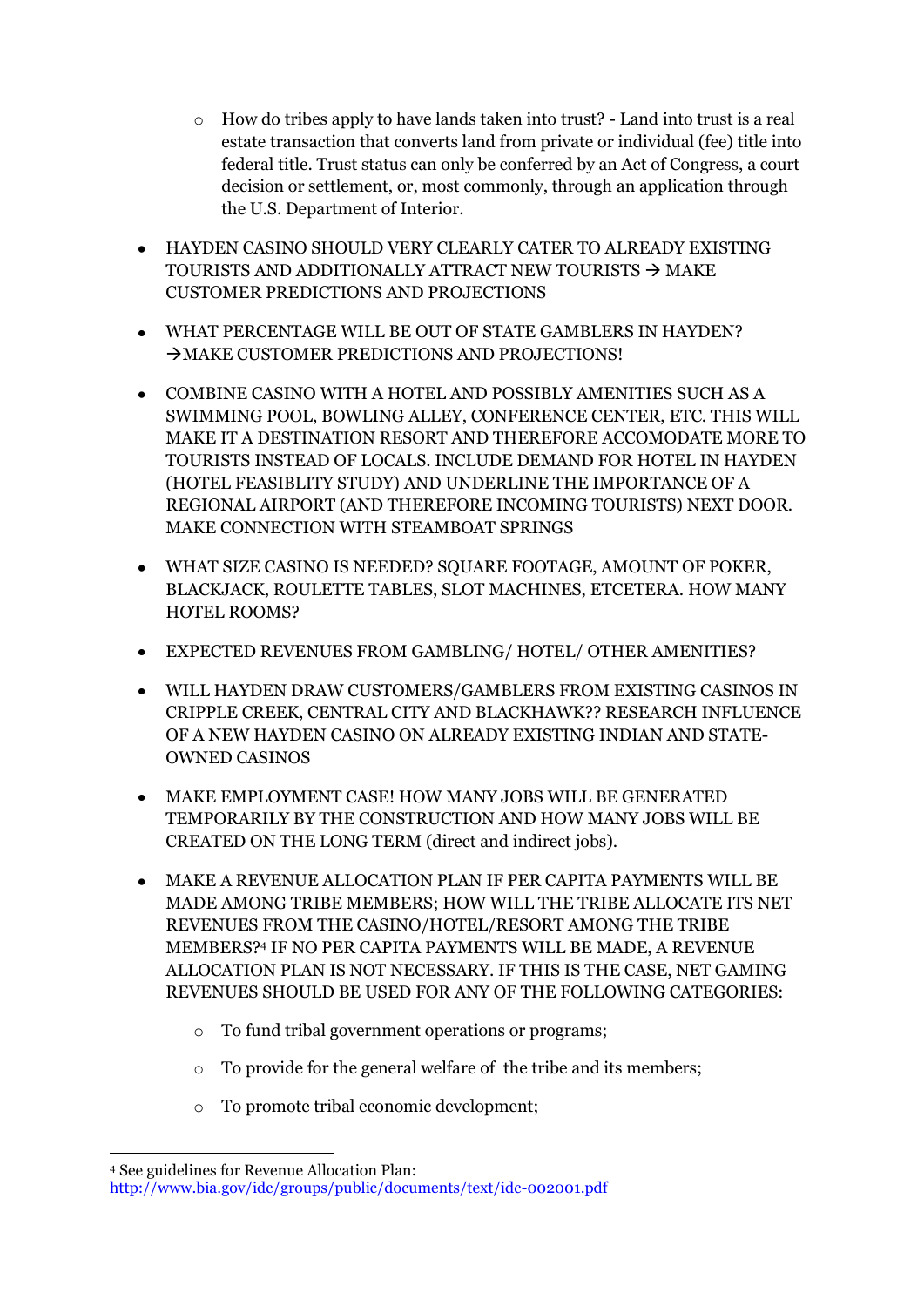- How do tribes apply to have lands taken into trust? - Land into trust is a real estate transaction that converts land from private or individual (fee) title into federal title. Trust status can only be conferred by an Act of Congress, a court decision or settlement, or, most commonly, through an application through the U.S. Department of Interior.

- HAYDEN CASINO SHOULD VERY CLEARLY CATER TO ALREADY EXISTING TOURISTS AND ADDITIONALLY ATTRACT NEW TOURISTS → MAKE CUSTOMER PREDICTIONS AND PROJECTIONS

- WHAT PERCENTAGE WILL BE OUT OF STATE GAMBLERS IN HAYDEN? →MAKE CUSTOMER PREDICTIONS AND PROJECTIONS!

- COMBINE CASINO WITH A HOTEL AND POSSIBLY AMENITIES SUCH AS A SWIMMING POOL, BOWLING ALLEY, CONFERENCE CENTER, ETC. THIS WILL MAKE IT A DESTINATION RESORT AND THEREFORE ACCOMODATE MORE TO TOURISTS INSTEAD OF LOCALS. INCLUDE DEMAND FOR HOTEL IN HAYDEN (HOTEL FEASIBLITY STUDY) AND UNDERLINE THE IMPORTANCE OF A REGIONAL AIRPORT (AND THEREFORE INCOMING TOURISTS) NEXT DOOR. MAKE CONNECTION WITH STEAMBOAT SPRINGS

- WHAT SIZE CASINO IS NEEDED? SQUARE FOOTAGE, AMOUNT OF POKER, BLACKJACK, ROULETTE TABLES, SLOT MACHINES, ETCETERA. HOW MANY HOTEL ROOMS?

- EXPECTED REVENUES FROM GAMBLING/ HOTEL/ OTHER AMENITIES?

- WILL HAYDEN DRAW CUSTOMERS/GAMBLERS FROM EXISTING CASINOS IN CRIPPLE CREEK, CENTRAL CITY AND BLACKHAWK?? RESEARCH INFLUENCE OF A NEW HAYDEN CASINO ON ALREADY EXISTING INDIAN AND STATE-OWNED CASINOS

- MAKE EMPLOYMENT CASE! HOW MANY JOBS WILL BE GENERATED TEMPORARILY BY THE CONSTRUCTION AND HOW MANY JOBS WILL BE CREATED ON THE LONG TERM (direct and indirect jobs).

- MAKE A REVENUE ALLOCATION PLAN IF PER CAPITA PAYMENTS WILL BE MADE AMONG TRIBE MEMBERS; HOW WILL THE TRIBE ALLOCATE ITS NET REVENUES FROM THE CASINO/HOTEL/RESORT AMONG THE TRIBE MEMBERS?[4] IF NO PER CAPITA PAYMENTS WILL BE MADE, A REVENUE ALLOCATION PLAN IS NOT NECESSARY. IF THIS IS THE CASE, NET GAMING REVENUES SHOULD BE USED FOR ANY OF THE FOLLOWING CATEGORIES:

  - To fund tribal government operations or programs;
  - To provide for the general welfare of the tribe and its members;
  - To promote tribal economic development;

---

[4] See guidelines for Revenue Allocation Plan: http://www.bia.gov/idc/groups/public/documents/text/idc-002001.pdf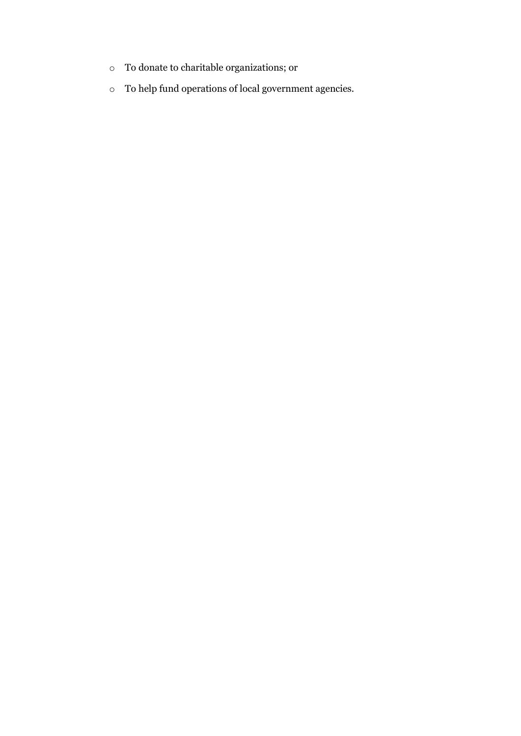- To donate to charitable organizations; or
- To help fund operations of local government agencies.